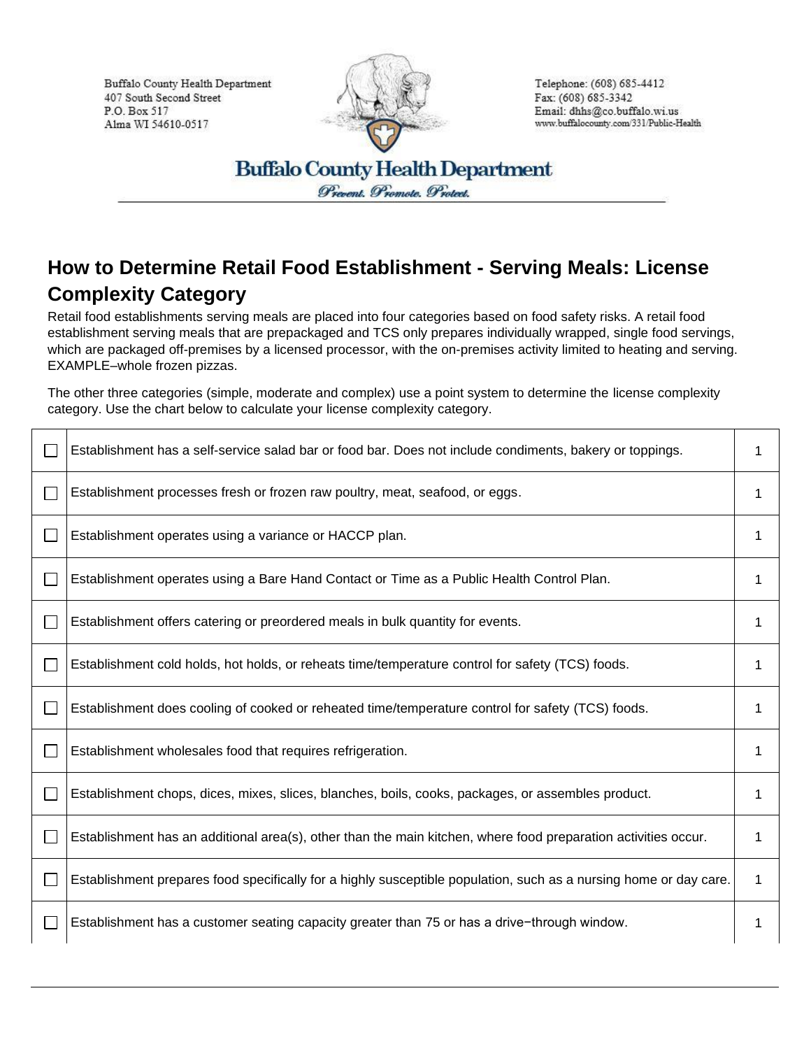Buffalo County Health Department
407 South Second Street
P.O. Box 517
Alma WI 54610-0517

Telephone: (608) 685-4412
Fax: (608) 685-3342
Email: dhhs@co.buffalo.wi.us
www.buffalocounty.com/331/Public-Health

**Buffalo County Health Department**

*Prevent. Promote. Protect.*

## How to Determine Retail Food Establishment - Serving Meals: License Complexity Category

Retail food establishments serving meals are placed into four categories based on food safety risks. A retail food establishment serving meals that are prepackaged and TCS only prepares individually wrapped, single food servings, which are packaged off-premises by a licensed processor, with the on-premises activity limited to heating and serving. EXAMPLE–whole frozen pizzas.

The other three categories (simple, moderate and complex) use a point system to determine the license complexity category. Use the chart below to calculate your license complexity category.

| | | |
|---|---|---|
| ☐ | Establishment has a self-service salad bar or food bar. Does not include condiments, bakery or toppings. | 1 |
| ☐ | Establishment processes fresh or frozen raw poultry, meat, seafood, or eggs. | 1 |
| ☐ | Establishment operates using a variance or HACCP plan. | 1 |
| ☐ | Establishment operates using a Bare Hand Contact or Time as a Public Health Control Plan. | 1 |
| ☐ | Establishment offers catering or preordered meals in bulk quantity for events. | 1 |
| ☐ | Establishment cold holds, hot holds, or reheats time/temperature control for safety (TCS) foods. | 1 |
| ☐ | Establishment does cooling of cooked or reheated time/temperature control for safety (TCS) foods. | 1 |
| ☐ | Establishment wholesales food that requires refrigeration. | 1 |
| ☐ | Establishment chops, dices, mixes, slices, blanches, boils, cooks, packages, or assembles product. | 1 |
| ☐ | Establishment has an additional area(s), other than the main kitchen, where food preparation activities occur. | 1 |
| ☐ | Establishment prepares food specifically for a highly susceptible population, such as a nursing home or day care. | 1 |
| ☐ | Establishment has a customer seating capacity greater than 75 or has a drive−through window. | 1 |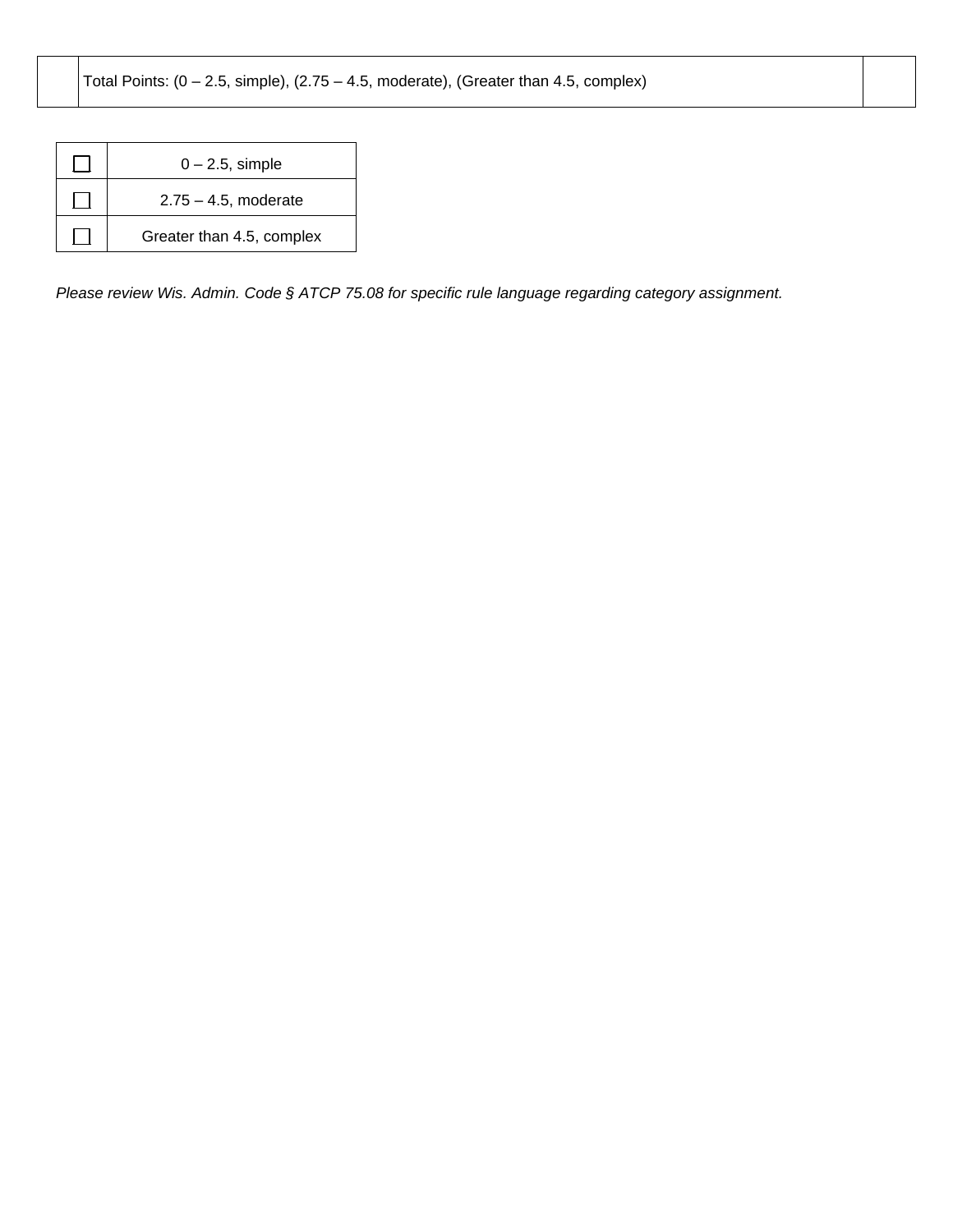| | | |
|---|---|---|
| | Total Points: (0 – 2.5, simple), (2.75 – 4.5, moderate), (Greater than 4.5, complex) | |

| | |
|---|---|
| ☐ | 0 – 2.5, simple |
| ☐ | 2.75 – 4.5, moderate |
| ☐ | Greater than 4.5, complex |

*Please review Wis. Admin. Code § ATCP 75.08 for specific rule language regarding category assignment.*